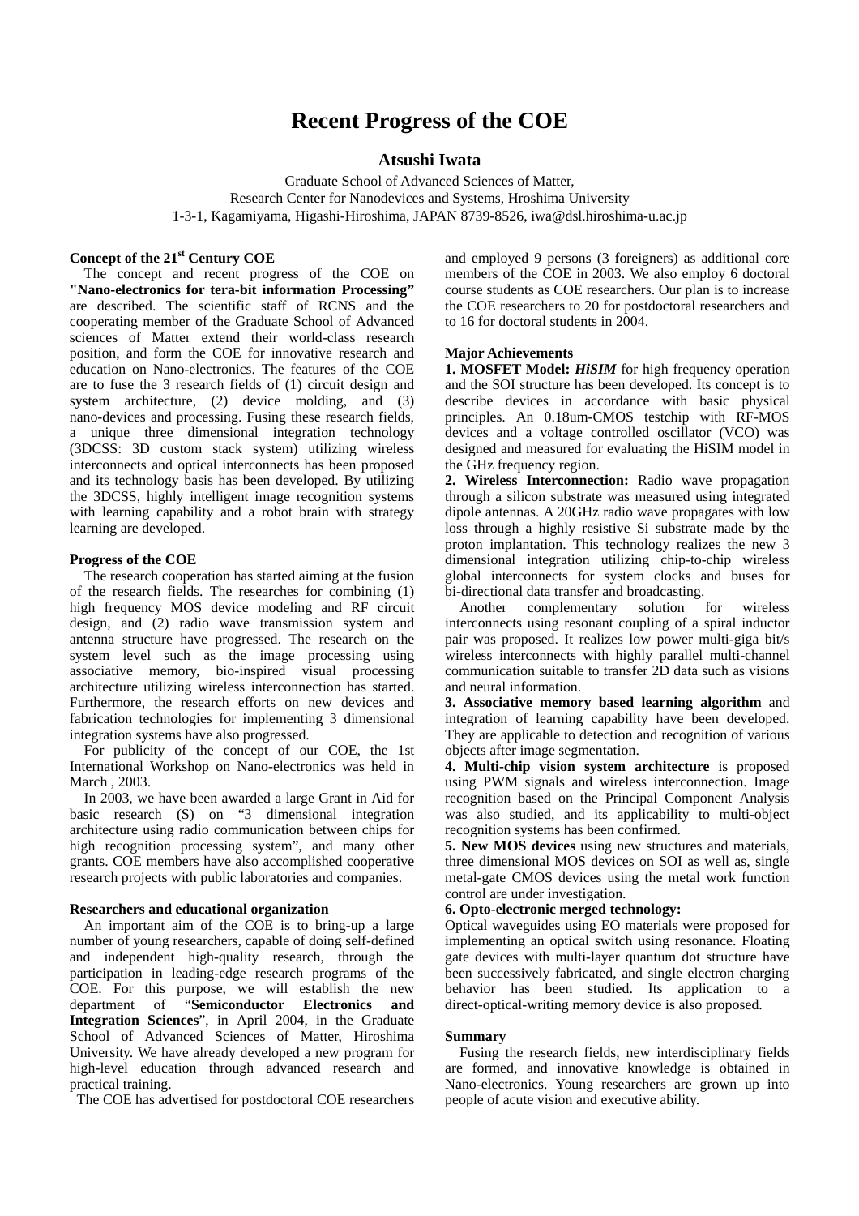# Recent Progress of the COE

## Atsushi Iwata

Graduate School of Advanced Sciences of Matter,
Research Center for Nanodevices and Systems, Hroshima University
1-3-1, Kagamiyama, Higashi-Hiroshima, JAPAN 8739-8526, iwa@dsl.hiroshima-u.ac.jp

### Concept of the 21st Century COE

The concept and recent progress of the COE on **"Nano-electronics for tera-bit information Processing"** are described. The scientific staff of RCNS and the cooperating member of the Graduate School of Advanced sciences of Matter extend their world-class research position, and form the COE for innovative research and education on Nano-electronics. The features of the COE are to fuse the 3 research fields of (1) circuit design and system architecture, (2) device molding, and (3) nano-devices and processing. Fusing these research fields, a unique three dimensional integration technology (3DCSS: 3D custom stack system) utilizing wireless interconnects and optical interconnects has been proposed and its technology basis has been developed. By utilizing the 3DCSS, highly intelligent image recognition systems with learning capability and a robot brain with strategy learning are developed.

### Progress of the COE

The research cooperation has started aiming at the fusion of the research fields. The researches for combining (1) high frequency MOS device modeling and RF circuit design, and (2) radio wave transmission system and antenna structure have progressed. The research on the system level such as the image processing using associative memory, bio-inspired visual processing architecture utilizing wireless interconnection has started. Furthermore, the research efforts on new devices and fabrication technologies for implementing 3 dimensional integration systems have also progressed.

For publicity of the concept of our COE, the 1st International Workshop on Nano-electronics was held in March , 2003.

In 2003, we have been awarded a large Grant in Aid for basic research (S) on "3 dimensional integration architecture using radio communication between chips for high recognition processing system", and many other grants. COE members have also accomplished cooperative research projects with public laboratories and companies.

### Researchers and educational organization

An important aim of the COE is to bring-up a large number of young researchers, capable of doing self-defined and independent high-quality research, through the participation in leading-edge research programs of the COE. For this purpose, we will establish the new department of "**Semiconductor Electronics and Integration Sciences**", in April 2004, in the Graduate School of Advanced Sciences of Matter, Hiroshima University. We have already developed a new program for high-level education through advanced research and practical training.

The COE has advertised for postdoctoral COE researchers and employed 9 persons (3 foreigners) as additional core members of the COE in 2003. We also employ 6 doctoral course students as COE researchers. Our plan is to increase the COE researchers to 20 for postdoctoral researchers and to 16 for doctoral students in 2004.

### Major Achievements

**1. MOSFET Model:** ***HiSIM*** for high frequency operation and the SOI structure has been developed. Its concept is to describe devices in accordance with basic physical principles. An 0.18um-CMOS testchip with RF-MOS devices and a voltage controlled oscillator (VCO) was designed and measured for evaluating the HiSIM model in the GHz frequency region.

**2. Wireless Interconnection:** Radio wave propagation through a silicon substrate was measured using integrated dipole antennas. A 20GHz radio wave propagates with low loss through a highly resistive Si substrate made by the proton implantation. This technology realizes the new 3 dimensional integration utilizing chip-to-chip wireless global interconnects for system clocks and buses for bi-directional data transfer and broadcasting.

Another complementary solution for wireless interconnects using resonant coupling of a spiral inductor pair was proposed. It realizes low power multi-giga bit/s wireless interconnects with highly parallel multi-channel communication suitable to transfer 2D data such as visions and neural information.

**3. Associative memory based learning algorithm** and integration of learning capability have been developed. They are applicable to detection and recognition of various objects after image segmentation.

**4. Multi-chip vision system architecture** is proposed using PWM signals and wireless interconnection. Image recognition based on the Principal Component Analysis was also studied, and its applicability to multi-object recognition systems has been confirmed.

**5. New MOS devices** using new structures and materials, three dimensional MOS devices on SOI as well as, single metal-gate CMOS devices using the metal work function control are under investigation.

**6. Opto-electronic merged technology:**
Optical waveguides using EO materials were proposed for implementing an optical switch using resonance. Floating gate devices with multi-layer quantum dot structure have been successively fabricated, and single electron charging behavior has been studied. Its application to a direct-optical-writing memory device is also proposed.

### Summary

Fusing the research fields, new interdisciplinary fields are formed, and innovative knowledge is obtained in Nano-electronics. Young researchers are grown up into people of acute vision and executive ability.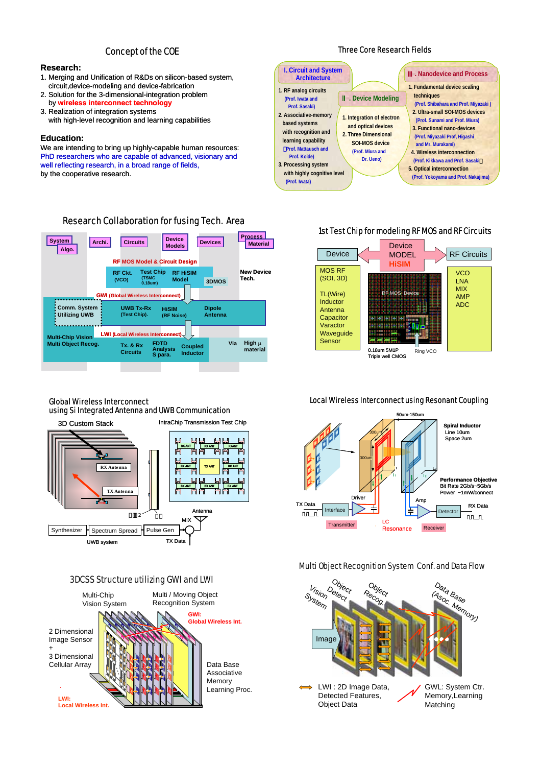## Concept of the COE

**Research:**

1. Merging and Unification of R&Ds on silicon-based system, circuit,device-modeling and device-fabrication
2. Solution for the 3-dimensional-integration problem by **wireless interconnect technology**
3. Realization of integration systems with high-level recognition and learning capabilities

**Education:**

We are intending to bring up highly-capable human resources: PhD researchers who are capable of advanced, visionary and well reflecting research, in a broad range of fields, by the cooperative research.

## Three Core Research Fields

**I. Circuit and System Architecture**

1. RF analog circuits (Prof. Iwata and Prof. Sasaki)
2. Associative-memory based systems with recognition and learning capability (Prof. Mattausch and Prof. Koide)
3. Processing system with highly cognitive level (Prof. Iwata)

**II. Device Modeling**

1. Integration of electron and optical devices
2. Three Dimensional SOI-MOS device (Prof. Miura and Dr. Ueno)

**III. Nanodevice and Process**

1. Fundamental device scaling techniques (Prof. Shibahara and Prof. Miyazaki )
2. Ultra-small SOI-MOS devices (Prof. Sunami and Prof. Miura)
3. Functional nano-devices (Prof. Miyazaki Prof, Higashi and Mr. Murakami)
4. Wireless interconnection (Prof. Kikkawa and Prof. Sasaki)
5. Optical interconnection (Prof. Yokoyama and Prof. Nakajima)

## Research Collaboration for fusing Tech. Area

System, Algo., Archi., Circuits, Device Models, Devices, Process, Material

RF MOS Model & Circuit Design

RF Ckt. (VCO) — Test Chip (TSMC 0.18um) — RF HiSIM Model — 3DMOS — New Device Tech.

GWI (Global Wireless Interconnect)

Comm. System Utilizing UWB — UWB Tx-Rx (Test Chip). — HiSIM (RF Noise) — Dipole Antenna

LWI (Local Wireless Interconnect)

Multi-Chip Vision Multi Object Recog. — Tx. & Rx Circuits — FDTD Analysis S para. — Coupled Inductor — Via — High μ material

## 1st Test Chip for modeling RF MOS and RF Circuits

Device — Device MODEL HiSIM — RF Circuits

MOS RF (SOI, 3D)

TL(Wire), Inductor, Antenna, Capacitor, Varactor, Waveguide, Sensor

RF MOS Device

0.18um 5M1P Triple well CMOS

Ring VCO

VCO, LNA, MIX, AMP, ADC

## Global Wireless Interconnect using Si Integrated Antenna and UWB Communication

3D Custom Stack — IntraChip Transmission Test Chip

RX Antenna, TX Antenna

RX ANT, TX ANT

Antenna, MIX

Synthesizer — Spectrum Spread — Pulse Gen — TX Data

UWB system

## Local Wireless Interconnect using Resonant Coupling

50um-150um, 300um, 300um

Spiral Inductor: Line 10um, Space 2um

Performance Objective: Bit Rate 2Gb/s~5Gb/s, Power ~1mW/connect

TX Data — Interface — Driver — Transmitter — LC Resonance — Amp — Detector — RX Data — Receiver

## 3DCSS Structure utilizing GWI and LWI

Multi-Chip Vision System — Multi / Moving Object Recognition System

GWI: Global Wireless Int.

2 Dimensional Image Sensor + 3 Dimensional Cellular Array

Data Base Associative Memory Learning Proc.

LWI: Local Wireless Int.

## Multi Object Recognition System Conf. and Data Flow

Vision System — Object Detect — Object Recog. — Data Base (Asoc. Memory)

Image

LWI : 2D Image Data, Detected Features, Object Data

GWL: System Ctr. Memory,Learning Matching